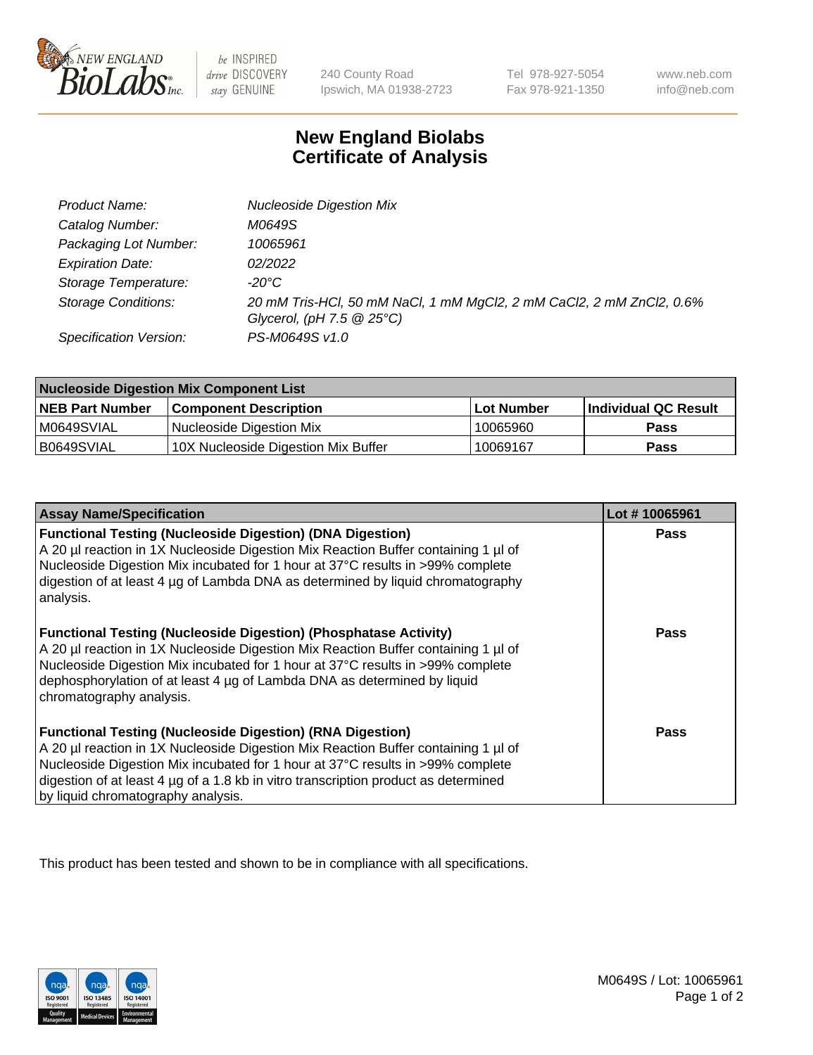# New England Biolabs Certificate of Analysis

| | |
|---|---|
| *Product Name:* | *Nucleoside Digestion Mix* |
| *Catalog Number:* | *M0649S* |
| *Packaging Lot Number:* | *10065961* |
| *Expiration Date:* | *02/2022* |
| *Storage Temperature:* | *-20°C* |
| *Storage Conditions:* | *20 mM Tris-HCl, 50 mM NaCl, 1 mM MgCl2, 2 mM CaCl2, 2 mM ZnCl2, 0.6% Glycerol, (pH 7.5 @ 25°C)* |
| *Specification Version:* | *PS-M0649S v1.0* |

| Nucleoside Digestion Mix Component List | | | |
|---|---|---|---|
| **NEB Part Number** | **Component Description** | **Lot Number** | **Individual QC Result** |
| M0649SVIAL | Nucleoside Digestion Mix | 10065960 | **Pass** |
| B0649SVIAL | 10X Nucleoside Digestion Mix Buffer | 10069167 | **Pass** |

| Assay Name/Specification | Lot # 10065961 |
|---|---|
| **Functional Testing (Nucleoside Digestion) (DNA Digestion)** A 20 µl reaction in 1X Nucleoside Digestion Mix Reaction Buffer containing 1 µl of Nucleoside Digestion Mix incubated for 1 hour at 37°C results in >99% complete digestion of at least 4 µg of Lambda DNA as determined by liquid chromatography analysis. | **Pass** |
| **Functional Testing (Nucleoside Digestion) (Phosphatase Activity)** A 20 µl reaction in 1X Nucleoside Digestion Mix Reaction Buffer containing 1 µl of Nucleoside Digestion Mix incubated for 1 hour at 37°C results in >99% complete dephosphorylation of at least 4 µg of Lambda DNA as determined by liquid chromatography analysis. | **Pass** |
| **Functional Testing (Nucleoside Digestion) (RNA Digestion)** A 20 µl reaction in 1X Nucleoside Digestion Mix Reaction Buffer containing 1 µl of Nucleoside Digestion Mix incubated for 1 hour at 37°C results in >99% complete digestion of at least 4 µg of a 1.8 kb in vitro transcription product as determined by liquid chromatography analysis. | **Pass** |

This product has been tested and shown to be in compliance with all specifications.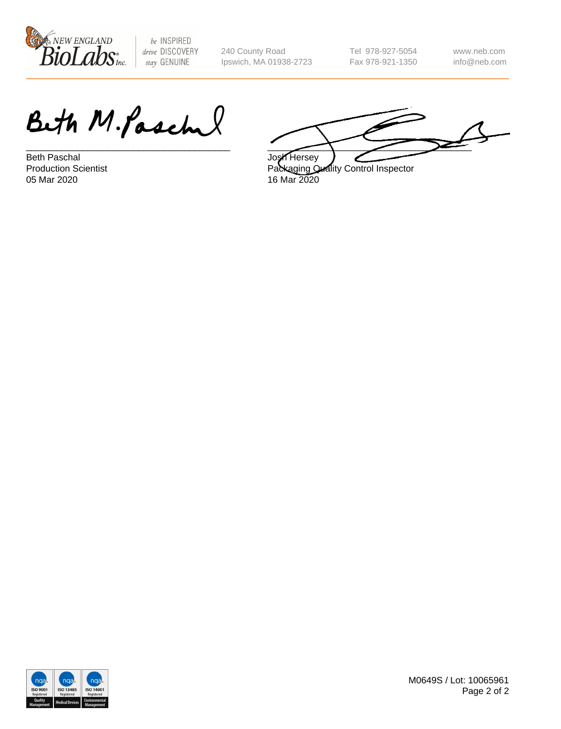Beth Paschal
Production Scientist
05 Mar 2020

Josh Hersey
Packaging Quality Control Inspector
16 Mar 2020

M0649S / Lot: 10065961